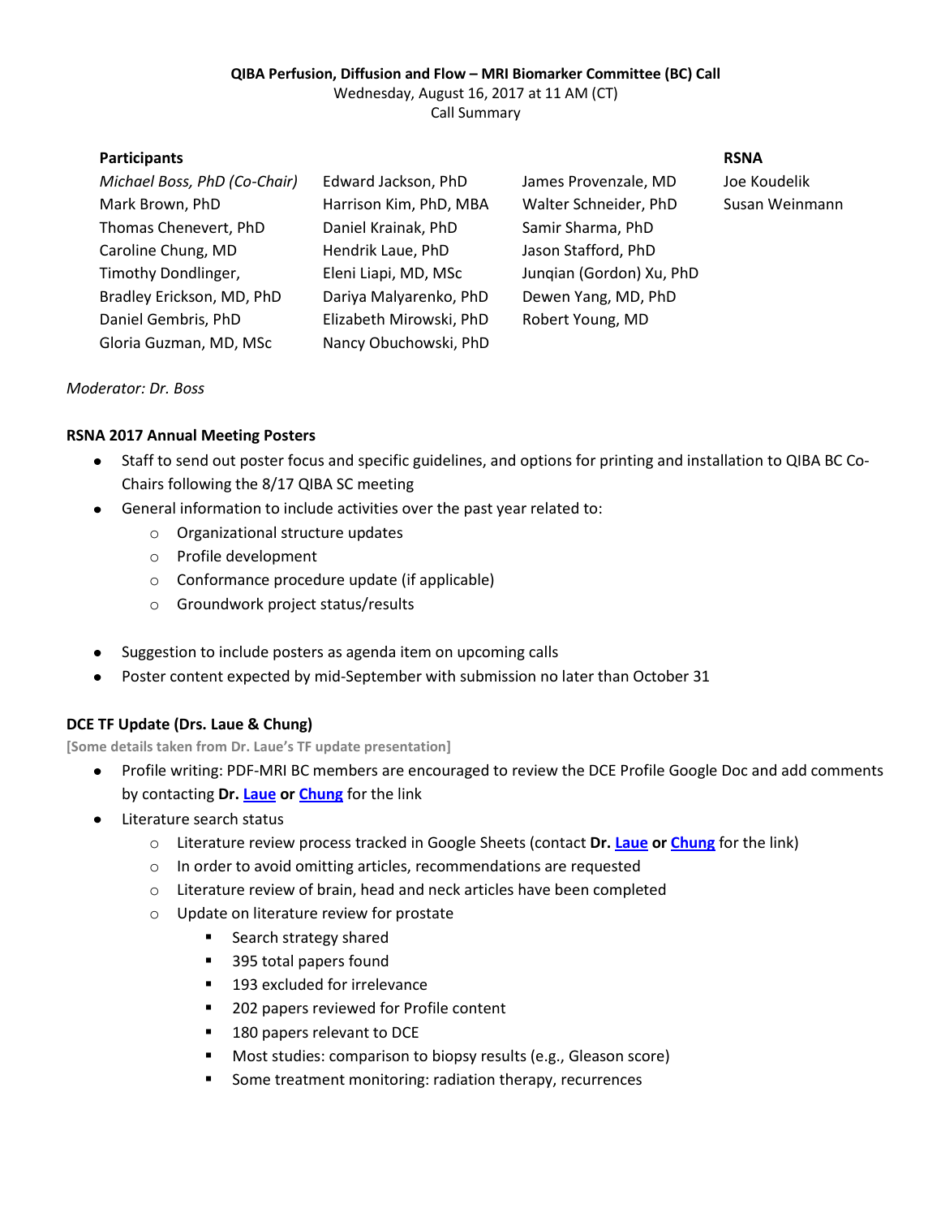**QIBA Perfusion, Diffusion and Flow – MRI Biomarker Committee (BC) Call**
Wednesday, August 16, 2017 at 11 AM (CT)
Call Summary

| Participants | | | RSNA |
|---|---|---|---|
| *Michael Boss, PhD (Co-Chair)* | Edward Jackson, PhD | James Provenzale, MD | Joe Koudelik |
| Mark Brown, PhD | Harrison Kim, PhD, MBA | Walter Schneider, PhD | Susan Weinmann |
| Thomas Chenevert, PhD | Daniel Krainak, PhD | Samir Sharma, PhD | |
| Caroline Chung, MD | Hendrik Laue, PhD | Jason Stafford, PhD | |
| Timothy Dondlinger, | Eleni Liapi, MD, MSc | Junqian (Gordon) Xu, PhD | |
| Bradley Erickson, MD, PhD | Dariya Malyarenko, PhD | Dewen Yang, MD, PhD | |
| Daniel Gembris, PhD | Elizabeth Mirowski, PhD | Robert Young, MD | |
| Gloria Guzman, MD, MSc | Nancy Obuchowski, PhD | | |

*Moderator: Dr. Boss*

**RSNA 2017 Annual Meeting Posters**

- Staff to send out poster focus and specific guidelines, and options for printing and installation to QIBA BC Co-Chairs following the 8/17 QIBA SC meeting
- General information to include activities over the past year related to:
  - Organizational structure updates
  - Profile development
  - Conformance procedure update (if applicable)
  - Groundwork project status/results
- Suggestion to include posters as agenda item on upcoming calls
- Poster content expected by mid-September with submission no later than October 31

**DCE TF Update (Drs. Laue & Chung)**

**[Some details taken from Dr. Laue's TF update presentation]**

- Profile writing: PDF-MRI BC members are encouraged to review the DCE Profile Google Doc and add comments by contacting **Dr. Laue or Chung** for the link
- Literature search status
  - Literature review process tracked in Google Sheets (contact **Dr. Laue or Chung** for the link)
  - In order to avoid omitting articles, recommendations are requested
  - Literature review of brain, head and neck articles have been completed
  - Update on literature review for prostate
    - Search strategy shared
    - 395 total papers found
    - 193 excluded for irrelevance
    - 202 papers reviewed for Profile content
    - 180 papers relevant to DCE
    - Most studies: comparison to biopsy results (e.g., Gleason score)
    - Some treatment monitoring: radiation therapy, recurrences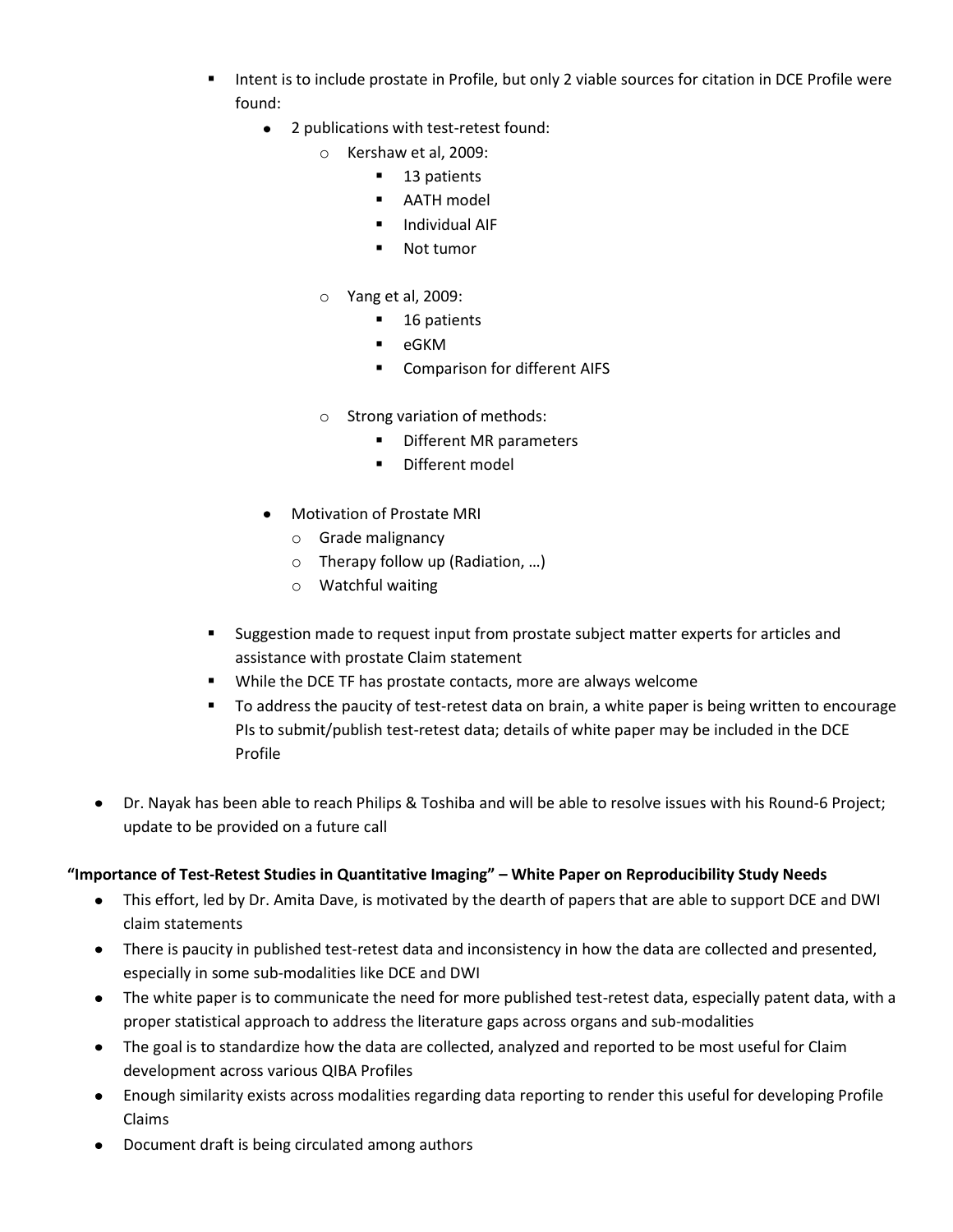- Intent is to include prostate in Profile, but only 2 viable sources for citation in DCE Profile were found:
  - 2 publications with test-retest found:
    - Kershaw et al, 2009:
      - 13 patients
      - AATH model
      - Individual AIF
      - Not tumor
    - Yang et al, 2009:
      - 16 patients
      - eGKM
      - Comparison for different AIFS
    - Strong variation of methods:
      - Different MR parameters
      - Different model
  - Motivation of Prostate MRI
    - Grade malignancy
    - Therapy follow up (Radiation, …)
    - Watchful waiting
- Suggestion made to request input from prostate subject matter experts for articles and assistance with prostate Claim statement
- While the DCE TF has prostate contacts, more are always welcome
- To address the paucity of test-retest data on brain, a white paper is being written to encourage PIs to submit/publish test-retest data; details of white paper may be included in the DCE Profile

- Dr. Nayak has been able to reach Philips & Toshiba and will be able to resolve issues with his Round-6 Project; update to be provided on a future call

**"Importance of Test-Retest Studies in Quantitative Imaging" – White Paper on Reproducibility Study Needs**

- This effort, led by Dr. Amita Dave, is motivated by the dearth of papers that are able to support DCE and DWI claim statements
- There is paucity in published test-retest data and inconsistency in how the data are collected and presented, especially in some sub-modalities like DCE and DWI
- The white paper is to communicate the need for more published test-retest data, especially patent data, with a proper statistical approach to address the literature gaps across organs and sub-modalities
- The goal is to standardize how the data are collected, analyzed and reported to be most useful for Claim development across various QIBA Profiles
- Enough similarity exists across modalities regarding data reporting to render this useful for developing Profile Claims
- Document draft is being circulated among authors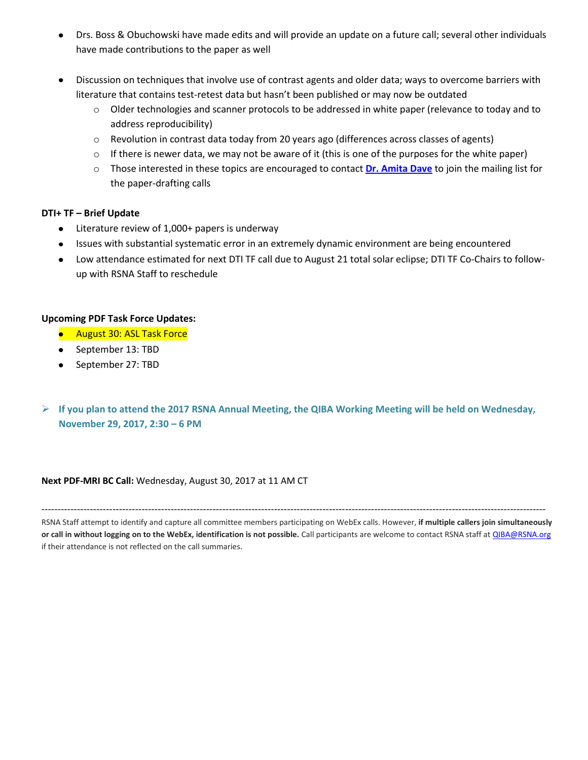- Drs. Boss & Obuchowski have made edits and will provide an update on a future call; several other individuals have made contributions to the paper as well

- Discussion on techniques that involve use of contrast agents and older data; ways to overcome barriers with literature that contains test-retest data but hasn't been published or may now be outdated
  - Older technologies and scanner protocols to be addressed in white paper (relevance to today and to address reproducibility)
  - Revolution in contrast data today from 20 years ago (differences across classes of agents)
  - If there is newer data, we may not be aware of it (this is one of the purposes for the white paper)
  - Those interested in these topics are encouraged to contact **Dr. Amita Dave** to join the mailing list for the paper-drafting calls

**DTI+ TF – Brief Update**

- Literature review of 1,000+ papers is underway
- Issues with substantial systematic error in an extremely dynamic environment are being encountered
- Low attendance estimated for next DTI TF call due to August 21 total solar eclipse; DTI TF Co-Chairs to follow-up with RSNA Staff to reschedule

**Upcoming PDF Task Force Updates:**

- August 30: ASL Task Force
- September 13: TBD
- September 27: TBD

> **If you plan to attend the 2017 RSNA Annual Meeting, the QIBA Working Meeting will be held on Wednesday, November 29, 2017, 2:30 – 6 PM**

**Next PDF-MRI BC Call:** Wednesday, August 30, 2017 at 11 AM CT

---

RSNA Staff attempt to identify and capture all committee members participating on WebEx calls. However, **if multiple callers join simultaneously or call in without logging on to the WebEx, identification is not possible.** Call participants are welcome to contact RSNA staff at QIBA@RSNA.org if their attendance is not reflected on the call summaries.